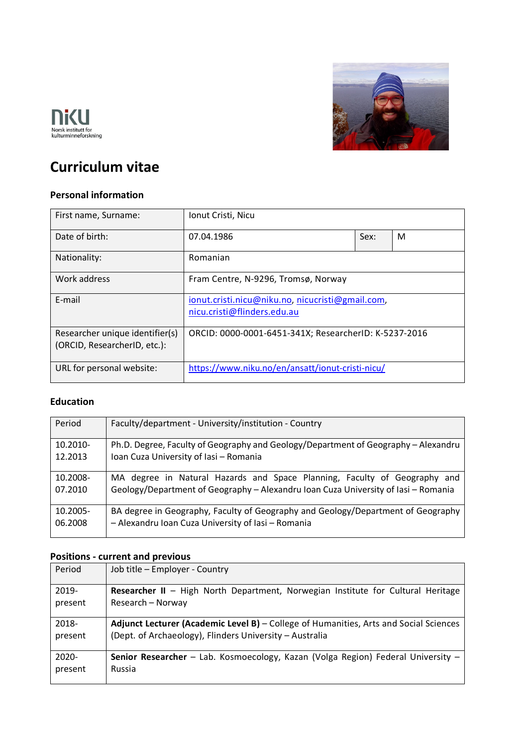NIKU Norsk institutt for kulturminneforskning

# Curriculum vitae

## Personal information

| | | | |
|---|---|---|---|
| First name, Surname: | Ionut Cristi, Nicu | | |
| Date of birth: | 07.04.1986 | Sex: | M |
| Nationality: | Romanian | | |
| Work address | Fram Centre, N-9296, Tromsø, Norway | | |
| E-mail | ionut.cristi.nicu@niku.no, nicucristi@gmail.com, nicu.cristi@flinders.edu.au | | |
| Researcher unique identifier(s) (ORCID, ResearcherID, etc.): | ORCID: 0000-0001-6451-341X; ResearcherID: K-5237-2016 | | |
| URL for personal website: | https://www.niku.no/en/ansatt/ionut-cristi-nicu/ | | |

## Education

| Period | Faculty/department - University/institution - Country |
|---|---|
| 10.2010-12.2013 | Ph.D. Degree, Faculty of Geography and Geology/Department of Geography – Alexandru Ioan Cuza University of Iasi – Romania |
| 10.2008-07.2010 | MA degree in Natural Hazards and Space Planning, Faculty of Geography and Geology/Department of Geography – Alexandru Ioan Cuza University of Iasi – Romania |
| 10.2005-06.2008 | BA degree in Geography, Faculty of Geography and Geology/Department of Geography – Alexandru Ioan Cuza University of Iasi – Romania |

## Positions - current and previous

| Period | Job title – Employer - Country |
|---|---|
| 2019-present | **Researcher II** – High North Department, Norwegian Institute for Cultural Heritage Research – Norway |
| 2018-present | **Adjunct Lecturer (Academic Level B)** – College of Humanities, Arts and Social Sciences (Dept. of Archaeology), Flinders University – Australia |
| 2020-present | **Senior Researcher** – Lab. Kosmoecology, Kazan (Volga Region) Federal University – Russia |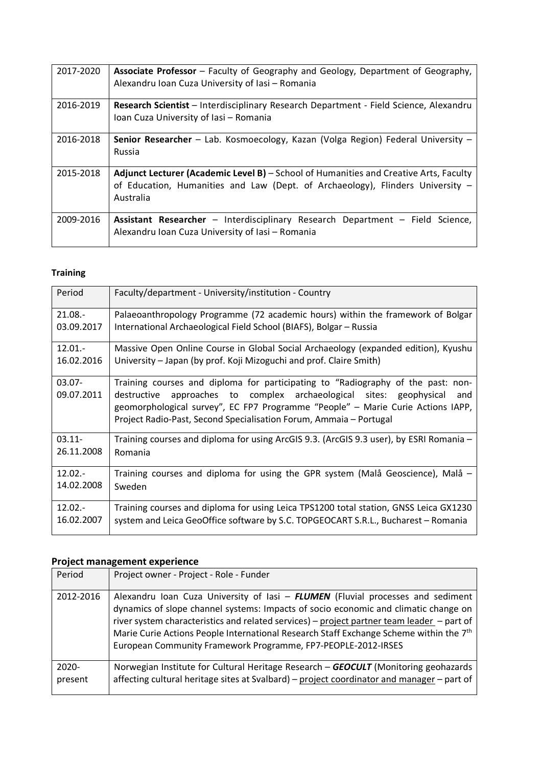| | |
|---|---|
| 2017-2020 | **Associate Professor** – Faculty of Geography and Geology, Department of Geography, Alexandru Ioan Cuza University of Iasi – Romania |
| 2016-2019 | **Research Scientist** – Interdisciplinary Research Department - Field Science, Alexandru Ioan Cuza University of Iasi – Romania |
| 2016-2018 | **Senior Researcher** – Lab. Kosmoecology, Kazan (Volga Region) Federal University – Russia |
| 2015-2018 | **Adjunct Lecturer (Academic Level B)** – School of Humanities and Creative Arts, Faculty of Education, Humanities and Law (Dept. of Archaeology), Flinders University – Australia |
| 2009-2016 | **Assistant Researcher** – Interdisciplinary Research Department – Field Science, Alexandru Ioan Cuza University of Iasi – Romania |

**Training**

| Period | Faculty/department - University/institution - Country |
|---|---|
| 21.08.-03.09.2017 | Palaeoanthropology Programme (72 academic hours) within the framework of Bolgar International Archaeological Field School (BIAFS), Bolgar – Russia |
| 12.01.-16.02.2016 | Massive Open Online Course in Global Social Archaeology (expanded edition), Kyushu University – Japan (by prof. Koji Mizoguchi and prof. Claire Smith) |
| 03.07-09.07.2011 | Training courses and diploma for participating to "Radiography of the past: non-destructive approaches to complex archaeological sites: geophysical and geomorphological survey", EC FP7 Programme "People" – Marie Curie Actions IAPP, Project Radio-Past, Second Specialisation Forum, Ammaia – Portugal |
| 03.11-26.11.2008 | Training courses and diploma for using ArcGIS 9.3. (ArcGIS 9.3 user), by ESRI Romania – Romania |
| 12.02.-14.02.2008 | Training courses and diploma for using the GPR system (Malå Geoscience), Malå – Sweden |
| 12.02.-16.02.2007 | Training courses and diploma for using Leica TPS1200 total station, GNSS Leica GX1230 system and Leica GeoOffice software by S.C. TOPGEOCART S.R.L., Bucharest – Romania |

## Project management experience

| Period | Project owner - Project - Role - Funder |
|---|---|
| 2012-2016 | Alexandru Ioan Cuza University of Iasi – ***FLUMEN*** (Fluvial processes and sediment dynamics of slope channel systems: Impacts of socio economic and climatic change on river system characteristics and related services) – project partner team leader – part of Marie Curie Actions People International Research Staff Exchange Scheme within the 7th European Community Framework Programme, FP7-PEOPLE-2012-IRSES |
| 2020-present | Norwegian Institute for Cultural Heritage Research – ***GEOCULT*** (Monitoring geohazards affecting cultural heritage sites at Svalbard) – project coordinator and manager – part of |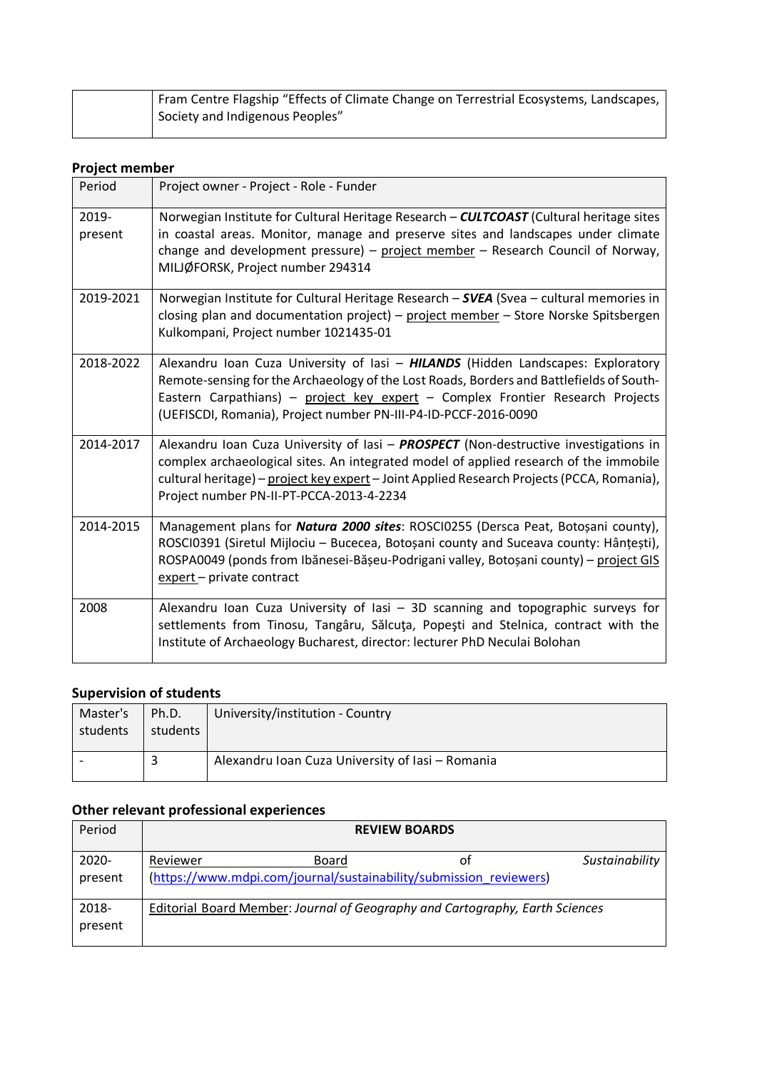| | Fram Centre Flagship “Effects of Climate Change on Terrestrial Ecosystems, Landscapes, Society and Indigenous Peoples” |
|---|---|

**Project member**

| Period | Project owner - Project - Role - Funder |
|---|---|
| 2019-present | Norwegian Institute for Cultural Heritage Research – ***CULTCOAST*** (Cultural heritage sites in coastal areas. Monitor, manage and preserve sites and landscapes under climate change and development pressure) – project member – Research Council of Norway, MILJØFORSK, Project number 294314 |
| 2019-2021 | Norwegian Institute for Cultural Heritage Research – ***SVEA*** (Svea – cultural memories in closing plan and documentation project) – project member – Store Norske Spitsbergen Kulkompani, Project number 1021435-01 |
| 2018-2022 | Alexandru Ioan Cuza University of Iasi – ***HILANDS*** (Hidden Landscapes: Exploratory Remote-sensing for the Archaeology of the Lost Roads, Borders and Battlefields of South-Eastern Carpathians) – project key expert – Complex Frontier Research Projects (UEFISCDI, Romania), Project number PN-III-P4-ID-PCCF-2016-0090 |
| 2014-2017 | Alexandru Ioan Cuza University of Iasi – ***PROSPECT*** (Non-destructive investigations in complex archaeological sites. An integrated model of applied research of the immobile cultural heritage) – project key expert – Joint Applied Research Projects (PCCA, Romania), Project number PN-II-PT-PCCA-2013-4-2234 |
| 2014-2015 | Management plans for ***Natura 2000 sites***: ROSCI0255 (Dersca Peat, Botoșani county), ROSCI0391 (Siretul Mijlociu – Bucecea, Botoșani county and Suceava county: Hânțești), ROSPA0049 (ponds from Ibănesei-Bășeu-Podrigani valley, Botoșani county) – project GIS expert – private contract |
| 2008 | Alexandru Ioan Cuza University of Iasi – 3D scanning and topographic surveys for settlements from Tinosu, Tangâru, Sălcuța, Popeşti and Stelnica, contract with the Institute of Archaeology Bucharest, director: lecturer PhD Neculai Bolohan |

**Supervision of students**

| Master's students | Ph.D. students | University/institution - Country |
|---|---|---|
| - | 3 | Alexandru Ioan Cuza University of Iasi – Romania |

**Other relevant professional experiences**

| Period | REVIEW BOARDS |
|---|---|
| 2020-present | Reviewer Board of *Sustainability* (https://www.mdpi.com/journal/sustainability/submission_reviewers) |
| 2018-present | Editorial Board Member: *Journal of Geography and Cartography, Earth Sciences* |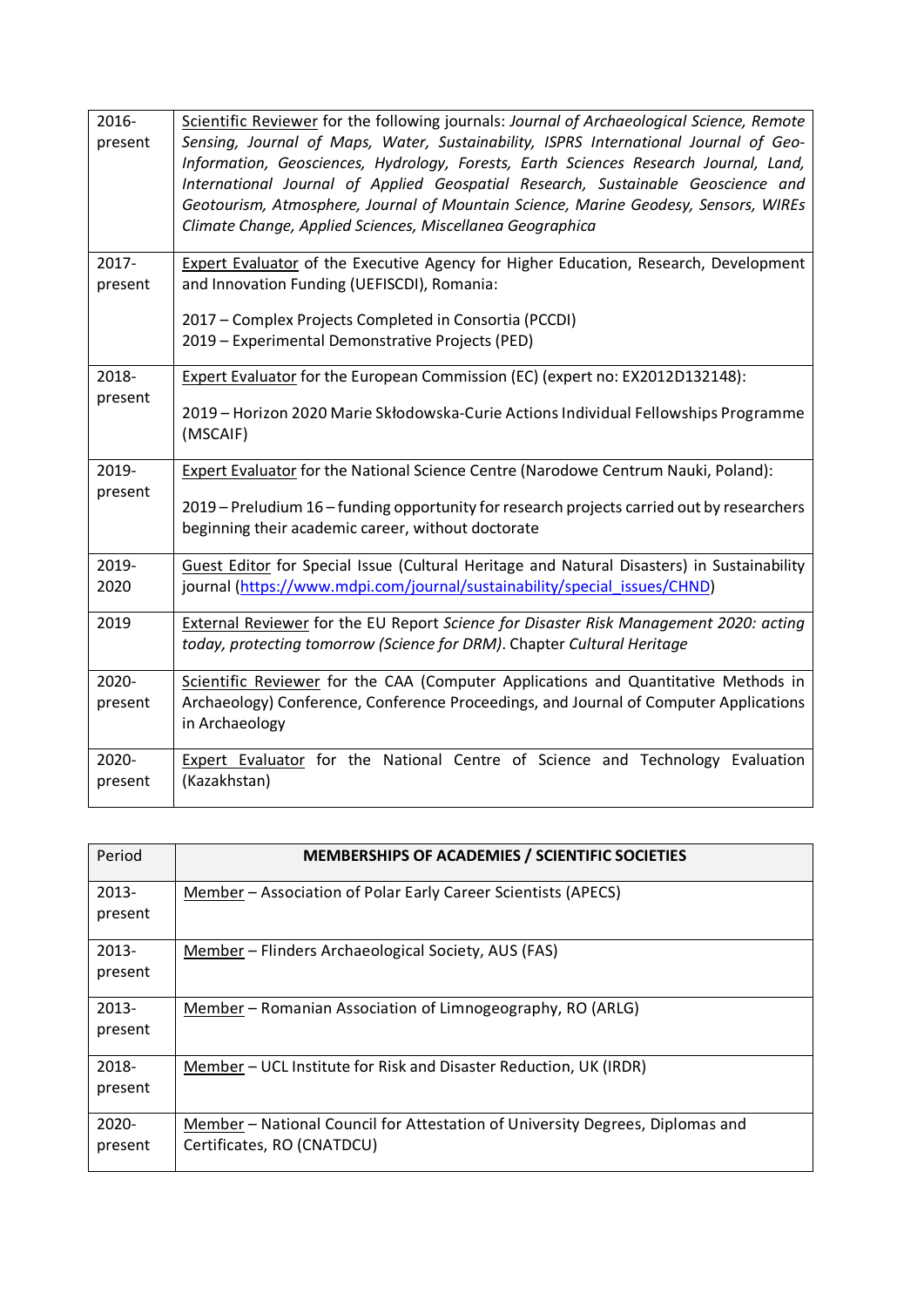| | |
|---|---|
| 2016-present | Scientific Reviewer for the following journals: *Journal of Archaeological Science, Remote Sensing, Journal of Maps, Water, Sustainability, ISPRS International Journal of Geo-Information, Geosciences, Hydrology, Forests, Earth Sciences Research Journal, Land, International Journal of Applied Geospatial Research, Sustainable Geoscience and Geotourism, Atmosphere, Journal of Mountain Science, Marine Geodesy, Sensors, WIREs Climate Change, Applied Sciences, Miscellanea Geographica* |
| 2017-present | Expert Evaluator of the Executive Agency for Higher Education, Research, Development and Innovation Funding (UEFISCDI), Romania:<br><br>2017 – Complex Projects Completed in Consortia (PCCDI)<br>2019 – Experimental Demonstrative Projects (PED) |
| 2018-present | Expert Evaluator for the European Commission (EC) (expert no: EX2012D132148):<br><br>2019 – Horizon 2020 Marie Skłodowska-Curie Actions Individual Fellowships Programme (MSCAIF) |
| 2019-present | Expert Evaluator for the National Science Centre (Narodowe Centrum Nauki, Poland):<br><br>2019 – Preludium 16 – funding opportunity for research projects carried out by researchers beginning their academic career, without doctorate |
| 2019-2020 | Guest Editor for Special Issue (Cultural Heritage and Natural Disasters) in Sustainability journal (https://www.mdpi.com/journal/sustainability/special_issues/CHND) |
| 2019 | External Reviewer for the EU Report *Science for Disaster Risk Management 2020: acting today, protecting tomorrow (Science for DRM)*. Chapter *Cultural Heritage* |
| 2020-present | Scientific Reviewer for the CAA (Computer Applications and Quantitative Methods in Archaeology) Conference, Conference Proceedings, and Journal of Computer Applications in Archaeology |
| 2020-present | Expert Evaluator for the National Centre of Science and Technology Evaluation (Kazakhstan) |

| Period | **MEMBERSHIPS OF ACADEMIES / SCIENTIFIC SOCIETIES** |
|---|---|
| 2013-present | Member – Association of Polar Early Career Scientists (APECS) |
| 2013-present | Member – Flinders Archaeological Society, AUS (FAS) |
| 2013-present | Member – Romanian Association of Limnogeography, RO (ARLG) |
| 2018-present | Member – UCL Institute for Risk and Disaster Reduction, UK (IRDR) |
| 2020-present | Member – National Council for Attestation of University Degrees, Diplomas and Certificates, RO (CNATDCU) |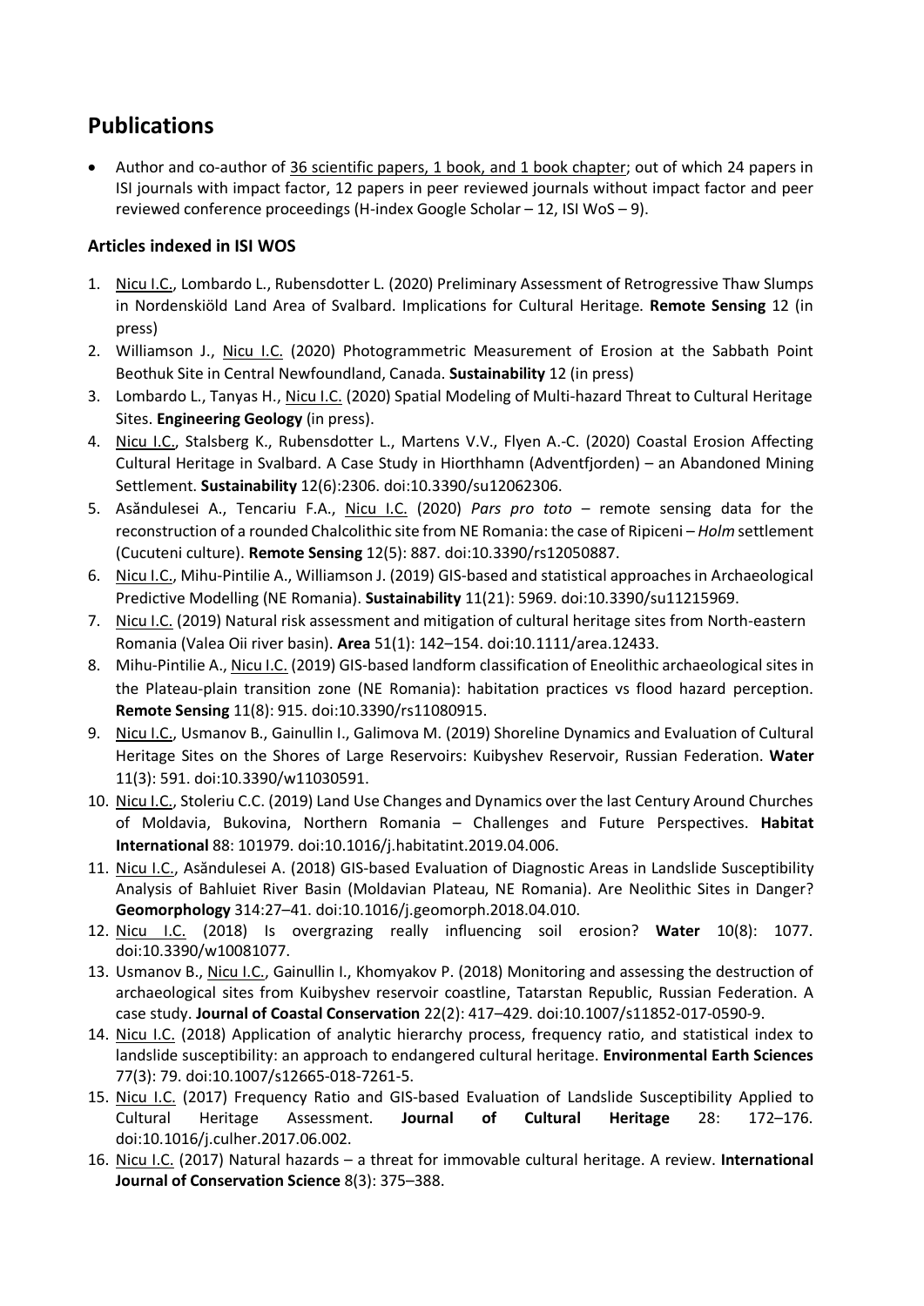## Publications

- Author and co-author of 36 scientific papers, 1 book, and 1 book chapter; out of which 24 papers in ISI journals with impact factor, 12 papers in peer reviewed journals without impact factor and peer reviewed conference proceedings (H-index Google Scholar – 12, ISI WoS – 9).

### Articles indexed in ISI WOS

1. Nicu I.C., Lombardo L., Rubensdotter L. (2020) Preliminary Assessment of Retrogressive Thaw Slumps in Nordenskiöld Land Area of Svalbard. Implications for Cultural Heritage. **Remote Sensing** 12 (in press)
2. Williamson J., Nicu I.C. (2020) Photogrammetric Measurement of Erosion at the Sabbath Point Beothuk Site in Central Newfoundland, Canada. **Sustainability** 12 (in press)
3. Lombardo L., Tanyas H., Nicu I.C. (2020) Spatial Modeling of Multi-hazard Threat to Cultural Heritage Sites. **Engineering Geology** (in press).
4. Nicu I.C., Stalsberg K., Rubensdotter L., Martens V.V., Flyen A.-C. (2020) Coastal Erosion Affecting Cultural Heritage in Svalbard. A Case Study in Hiorthhamn (Adventfjorden) – an Abandoned Mining Settlement. **Sustainability** 12(6):2306. doi:10.3390/su12062306.
5. Asăndulesei A., Tencariu F.A., Nicu I.C. (2020) *Pars pro toto* – remote sensing data for the reconstruction of a rounded Chalcolithic site from NE Romania: the case of Ripiceni – *Holm* settlement (Cucuteni culture). **Remote Sensing** 12(5): 887. doi:10.3390/rs12050887.
6. Nicu I.C., Mihu-Pintilie A., Williamson J. (2019) GIS-based and statistical approaches in Archaeological Predictive Modelling (NE Romania). **Sustainability** 11(21): 5969. doi:10.3390/su11215969.
7. Nicu I.C. (2019) Natural risk assessment and mitigation of cultural heritage sites from North-eastern Romania (Valea Oii river basin). **Area** 51(1): 142–154. doi:10.1111/area.12433.
8. Mihu-Pintilie A., Nicu I.C. (2019) GIS-based landform classification of Eneolithic archaeological sites in the Plateau-plain transition zone (NE Romania): habitation practices vs flood hazard perception. **Remote Sensing** 11(8): 915. doi:10.3390/rs11080915.
9. Nicu I.C., Usmanov B., Gainullin I., Galimova M. (2019) Shoreline Dynamics and Evaluation of Cultural Heritage Sites on the Shores of Large Reservoirs: Kuibyshev Reservoir, Russian Federation. **Water** 11(3): 591. doi:10.3390/w11030591.
10. Nicu I.C., Stoleriu C.C. (2019) Land Use Changes and Dynamics over the last Century Around Churches of Moldavia, Bukovina, Northern Romania – Challenges and Future Perspectives. **Habitat International** 88: 101979. doi:10.1016/j.habitatint.2019.04.006.
11. Nicu I.C., Asăndulesei A. (2018) GIS-based Evaluation of Diagnostic Areas in Landslide Susceptibility Analysis of Bahluiet River Basin (Moldavian Plateau, NE Romania). Are Neolithic Sites in Danger? **Geomorphology** 314:27–41. doi:10.1016/j.geomorph.2018.04.010.
12. Nicu I.C. (2018) Is overgrazing really influencing soil erosion? **Water** 10(8): 1077. doi:10.3390/w10081077.
13. Usmanov B., Nicu I.C., Gainullin I., Khomyakov P. (2018) Monitoring and assessing the destruction of archaeological sites from Kuibyshev reservoir coastline, Tatarstan Republic, Russian Federation. A case study. **Journal of Coastal Conservation** 22(2): 417–429. doi:10.1007/s11852-017-0590-9.
14. Nicu I.C. (2018) Application of analytic hierarchy process, frequency ratio, and statistical index to landslide susceptibility: an approach to endangered cultural heritage. **Environmental Earth Sciences** 77(3): 79. doi:10.1007/s12665-018-7261-5.
15. Nicu I.C. (2017) Frequency Ratio and GIS-based Evaluation of Landslide Susceptibility Applied to Cultural Heritage Assessment. **Journal of Cultural Heritage** 28: 172–176. doi:10.1016/j.culher.2017.06.002.
16. Nicu I.C. (2017) Natural hazards – a threat for immovable cultural heritage. A review. **International Journal of Conservation Science** 8(3): 375–388.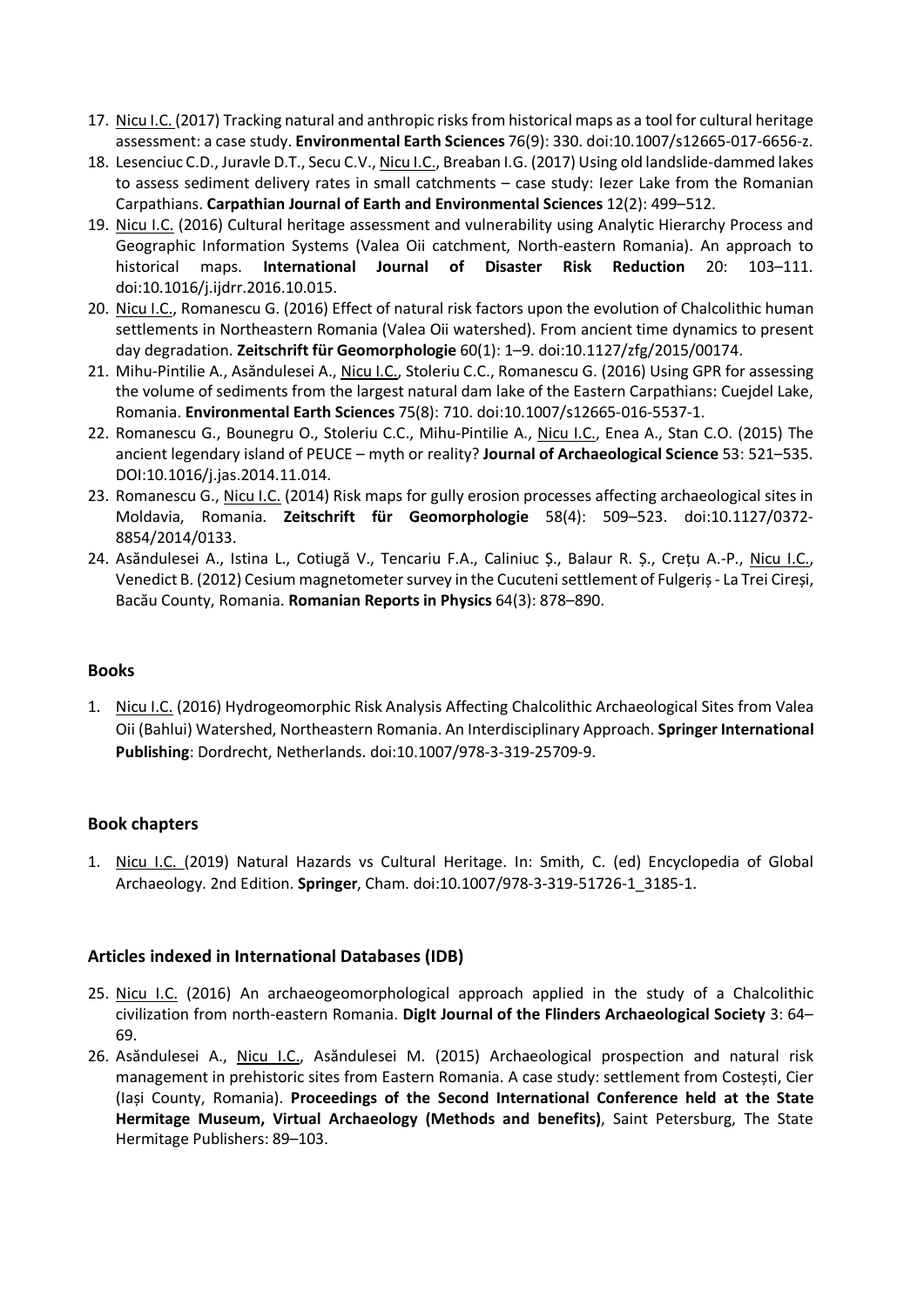17. Nicu I.C. (2017) Tracking natural and anthropic risks from historical maps as a tool for cultural heritage assessment: a case study. **Environmental Earth Sciences** 76(9): 330. doi:10.1007/s12665-017-6656-z.
18. Lesenciuc C.D., Juravle D.T., Secu C.V., Nicu I.C., Breaban I.G. (2017) Using old landslide-dammed lakes to assess sediment delivery rates in small catchments – case study: Iezer Lake from the Romanian Carpathians. **Carpathian Journal of Earth and Environmental Sciences** 12(2): 499–512.
19. Nicu I.C. (2016) Cultural heritage assessment and vulnerability using Analytic Hierarchy Process and Geographic Information Systems (Valea Oii catchment, North-eastern Romania). An approach to historical maps. **International Journal of Disaster Risk Reduction** 20: 103–111. doi:10.1016/j.ijdrr.2016.10.015.
20. Nicu I.C., Romanescu G. (2016) Effect of natural risk factors upon the evolution of Chalcolithic human settlements in Northeastern Romania (Valea Oii watershed). From ancient time dynamics to present day degradation. **Zeitschrift für Geomorphologie** 60(1): 1–9. doi:10.1127/zfg/2015/00174.
21. Mihu-Pintilie A., Asăndulesei A., Nicu I.C., Stoleriu C.C., Romanescu G. (2016) Using GPR for assessing the volume of sediments from the largest natural dam lake of the Eastern Carpathians: Cuejdel Lake, Romania. **Environmental Earth Sciences** 75(8): 710. doi:10.1007/s12665-016-5537-1.
22. Romanescu G., Bounegru O., Stoleriu C.C., Mihu-Pintilie A., Nicu I.C., Enea A., Stan C.O. (2015) The ancient legendary island of PEUCE – myth or reality? **Journal of Archaeological Science** 53: 521–535. DOI:10.1016/j.jas.2014.11.014.
23. Romanescu G., Nicu I.C. (2014) Risk maps for gully erosion processes affecting archaeological sites in Moldavia, Romania. **Zeitschrift für Geomorphologie** 58(4): 509–523. doi:10.1127/0372-8854/2014/0133.
24. Asăndulesei A., Istina L., Cotiugă V., Tencariu F.A., Caliniuc Ș., Balaur R. Ș., Crețu A.-P., Nicu I.C., Venedict B. (2012) Cesium magnetometer survey in the Cucuteni settlement of Fulgeriș - La Trei Cireși, Bacău County, Romania. **Romanian Reports in Physics** 64(3): 878–890.

## Books

1. Nicu I.C. (2016) Hydrogeomorphic Risk Analysis Affecting Chalcolithic Archaeological Sites from Valea Oii (Bahlui) Watershed, Northeastern Romania. An Interdisciplinary Approach. **Springer International Publishing**: Dordrecht, Netherlands. doi:10.1007/978-3-319-25709-9.

## Book chapters

1. Nicu I.C. (2019) Natural Hazards vs Cultural Heritage. In: Smith, C. (ed) Encyclopedia of Global Archaeology. 2nd Edition. **Springer**, Cham. doi:10.1007/978-3-319-51726-1_3185-1.

## Articles indexed in International Databases (IDB)

25. Nicu I.C. (2016) An archaeogeomorphological approach applied in the study of a Chalcolithic civilization from north-eastern Romania. **DigIt Journal of the Flinders Archaeological Society** 3: 64–69.
26. Asăndulesei A., Nicu I.C., Asăndulesei M. (2015) Archaeological prospection and natural risk management in prehistoric sites from Eastern Romania. A case study: settlement from Costești, Cier (Iași County, Romania). **Proceedings of the Second International Conference held at the State Hermitage Museum, Virtual Archaeology (Methods and benefits)**, Saint Petersburg, The State Hermitage Publishers: 89–103.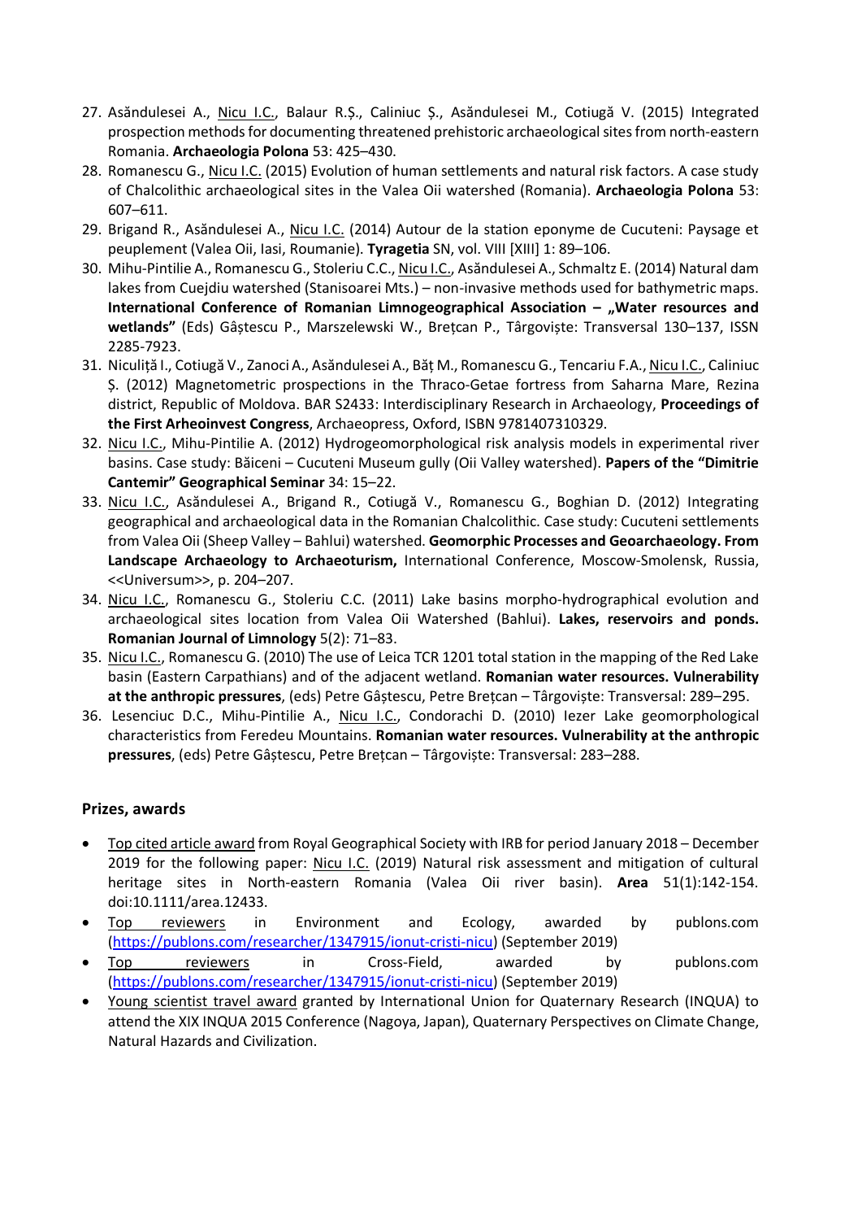27. Asăndulesei A., Nicu I.C., Balaur R.Ș., Caliniuc Ș., Asăndulesei M., Cotiugă V. (2015) Integrated prospection methods for documenting threatened prehistoric archaeological sites from north-eastern Romania. **Archaeologia Polona** 53: 425–430.
28. Romanescu G., Nicu I.C. (2015) Evolution of human settlements and natural risk factors. A case study of Chalcolithic archaeological sites in the Valea Oii watershed (Romania). **Archaeologia Polona** 53: 607–611.
29. Brigand R., Asăndulesei A., Nicu I.C. (2014) Autour de la station eponyme de Cucuteni: Paysage et peuplement (Valea Oii, Iasi, Roumanie). **Tyragetia** SN, vol. VIII [XIII] 1: 89–106.
30. Mihu-Pintilie A., Romanescu G., Stoleriu C.C., Nicu I.C., Asăndulesei A., Schmaltz E. (2014) Natural dam lakes from Cuejdiu watershed (Stanisoarei Mts.) – non-invasive methods used for bathymetric maps. **International Conference of Romanian Limnogeographical Association – „Water resources and wetlands"** (Eds) Gâștescu P., Marszelewski W., Brețcan P., Târgoviște: Transversal 130–137, ISSN 2285-7923.
31. Niculiță I., Cotiugă V., Zanoci A., Asăndulesei A., Băț M., Romanescu G., Tencariu F.A., Nicu I.C., Caliniuc Ș. (2012) Magnetometric prospections in the Thraco-Getae fortress from Saharna Mare, Rezina district, Republic of Moldova. BAR S2433: Interdisciplinary Research in Archaeology, **Proceedings of the First Arheoinvest Congress**, Archaeopress, Oxford, ISBN 9781407310329.
32. Nicu I.C., Mihu-Pintilie A. (2012) Hydrogeomorphological risk analysis models in experimental river basins. Case study: Băiceni – Cucuteni Museum gully (Oii Valley watershed). **Papers of the "Dimitrie Cantemir" Geographical Seminar** 34: 15–22.
33. Nicu I.C., Asăndulesei A., Brigand R., Cotiugă V., Romanescu G., Boghian D. (2012) Integrating geographical and archaeological data in the Romanian Chalcolithic. Case study: Cucuteni settlements from Valea Oii (Sheep Valley – Bahlui) watershed. **Geomorphic Processes and Geoarchaeology. From Landscape Archaeology to Archaeoturism,** International Conference, Moscow-Smolensk, Russia, <<Universum>>, p. 204–207.
34. Nicu I.C., Romanescu G., Stoleriu C.C. (2011) Lake basins morpho-hydrographical evolution and archaeological sites location from Valea Oii Watershed (Bahlui). **Lakes, reservoirs and ponds. Romanian Journal of Limnology** 5(2): 71–83.
35. Nicu I.C., Romanescu G. (2010) The use of Leica TCR 1201 total station in the mapping of the Red Lake basin (Eastern Carpathians) and of the adjacent wetland. **Romanian water resources. Vulnerability at the anthropic pressures**, (eds) Petre Gâștescu, Petre Brețcan – Târgoviște: Transversal: 289–295.
36. Lesenciuc D.C., Mihu-Pintilie A., Nicu I.C., Condorachi D. (2010) Iezer Lake geomorphological characteristics from Feredeu Mountains. **Romanian water resources. Vulnerability at the anthropic pressures**, (eds) Petre Gâștescu, Petre Brețcan – Târgoviște: Transversal: 283–288.

## Prizes, awards

- Top cited article award from Royal Geographical Society with IRB for period January 2018 – December 2019 for the following paper: Nicu I.C. (2019) Natural risk assessment and mitigation of cultural heritage sites in North-eastern Romania (Valea Oii river basin). **Area** 51(1):142-154. doi:10.1111/area.12433.
- Top reviewers in Environment and Ecology, awarded by publons.com (https://publons.com/researcher/1347915/ionut-cristi-nicu) (September 2019)
- Top reviewers in Cross-Field, awarded by publons.com (https://publons.com/researcher/1347915/ionut-cristi-nicu) (September 2019)
- Young scientist travel award granted by International Union for Quaternary Research (INQUA) to attend the XIX INQUA 2015 Conference (Nagoya, Japan), Quaternary Perspectives on Climate Change, Natural Hazards and Civilization.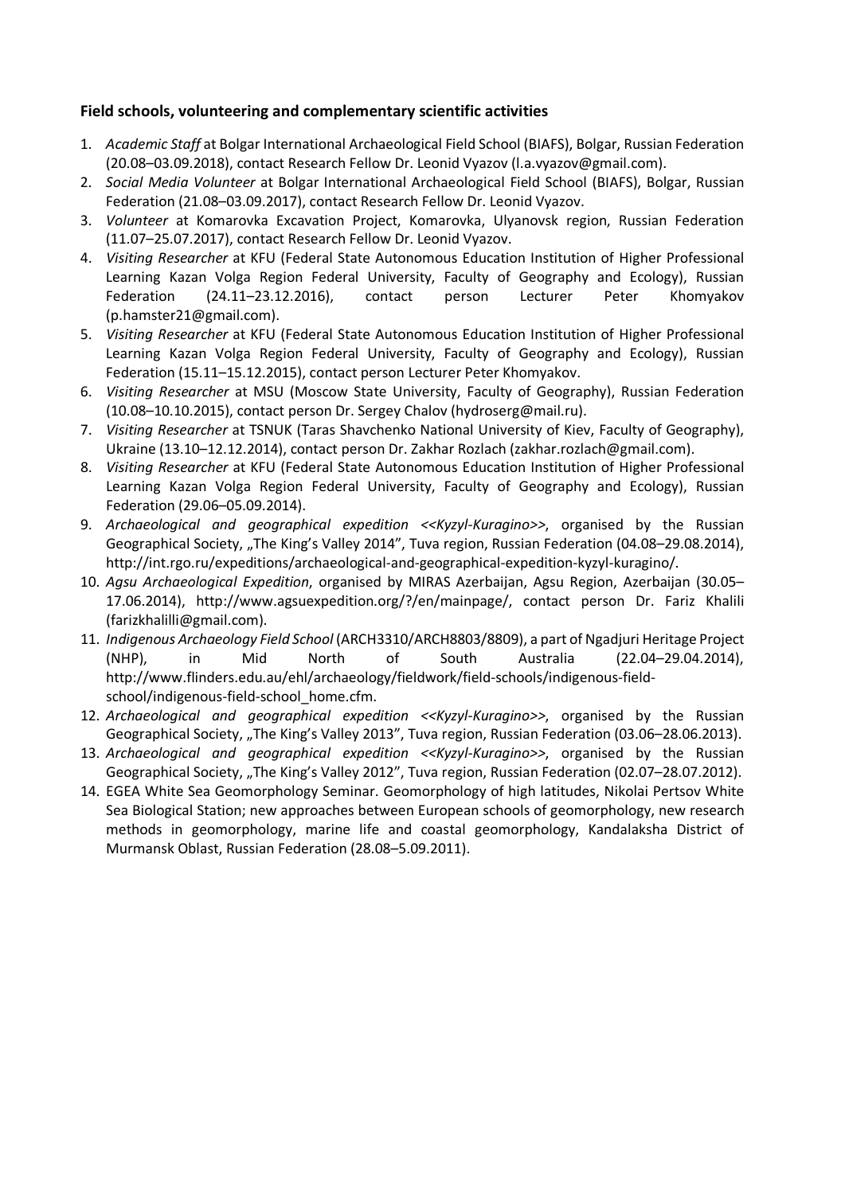### Field schools, volunteering and complementary scientific activities

1. *Academic Staff* at Bolgar International Archaeological Field School (BIAFS), Bolgar, Russian Federation (20.08–03.09.2018), contact Research Fellow Dr. Leonid Vyazov (l.a.vyazov@gmail.com).
2. *Social Media Volunteer* at Bolgar International Archaeological Field School (BIAFS), Bolgar, Russian Federation (21.08–03.09.2017), contact Research Fellow Dr. Leonid Vyazov.
3. *Volunteer* at Komarovka Excavation Project, Komarovka, Ulyanovsk region, Russian Federation (11.07–25.07.2017), contact Research Fellow Dr. Leonid Vyazov.
4. *Visiting Researcher* at KFU (Federal State Autonomous Education Institution of Higher Professional Learning Kazan Volga Region Federal University, Faculty of Geography and Ecology), Russian Federation (24.11–23.12.2016), contact person Lecturer Peter Khomyakov (p.hamster21@gmail.com).
5. *Visiting Researcher* at KFU (Federal State Autonomous Education Institution of Higher Professional Learning Kazan Volga Region Federal University, Faculty of Geography and Ecology), Russian Federation (15.11–15.12.2015), contact person Lecturer Peter Khomyakov.
6. *Visiting Researcher* at MSU (Moscow State University, Faculty of Geography), Russian Federation (10.08–10.10.2015), contact person Dr. Sergey Chalov (hydroserg@mail.ru).
7. *Visiting Researcher* at TSNUK (Taras Shavchenko National University of Kiev, Faculty of Geography), Ukraine (13.10–12.12.2014), contact person Dr. Zakhar Rozlach (zakhar.rozlach@gmail.com).
8. *Visiting Researcher* at KFU (Federal State Autonomous Education Institution of Higher Professional Learning Kazan Volga Region Federal University, Faculty of Geography and Ecology), Russian Federation (29.06–05.09.2014).
9. *Archaeological and geographical expedition <<Kyzyl-Kuragino>>*, organised by the Russian Geographical Society, „The King's Valley 2014", Tuva region, Russian Federation (04.08–29.08.2014), http://int.rgo.ru/expeditions/archaeological-and-geographical-expedition-kyzyl-kuragino/.
10. *Agsu Archaeological Expedition*, organised by MIRAS Azerbaijan, Agsu Region, Azerbaijan (30.05–17.06.2014), http://www.agsuexpedition.org/?/en/mainpage/, contact person Dr. Fariz Khalili (farizkhalilli@gmail.com).
11. *Indigenous Archaeology Field School* (ARCH3310/ARCH8803/8809), a part of Ngadjuri Heritage Project (NHP), in Mid North of South Australia (22.04–29.04.2014), http://www.flinders.edu.au/ehl/archaeology/fieldwork/field-schools/indigenous-field-school/indigenous-field-school_home.cfm.
12. *Archaeological and geographical expedition <<Kyzyl-Kuragino>>*, organised by the Russian Geographical Society, „The King's Valley 2013", Tuva region, Russian Federation (03.06–28.06.2013).
13. *Archaeological and geographical expedition <<Kyzyl-Kuragino>>*, organised by the Russian Geographical Society, „The King's Valley 2012", Tuva region, Russian Federation (02.07–28.07.2012).
14. EGEA White Sea Geomorphology Seminar. Geomorphology of high latitudes, Nikolai Pertsov White Sea Biological Station; new approaches between European schools of geomorphology, new research methods in geomorphology, marine life and coastal geomorphology, Kandalaksha District of Murmansk Oblast, Russian Federation (28.08–5.09.2011).